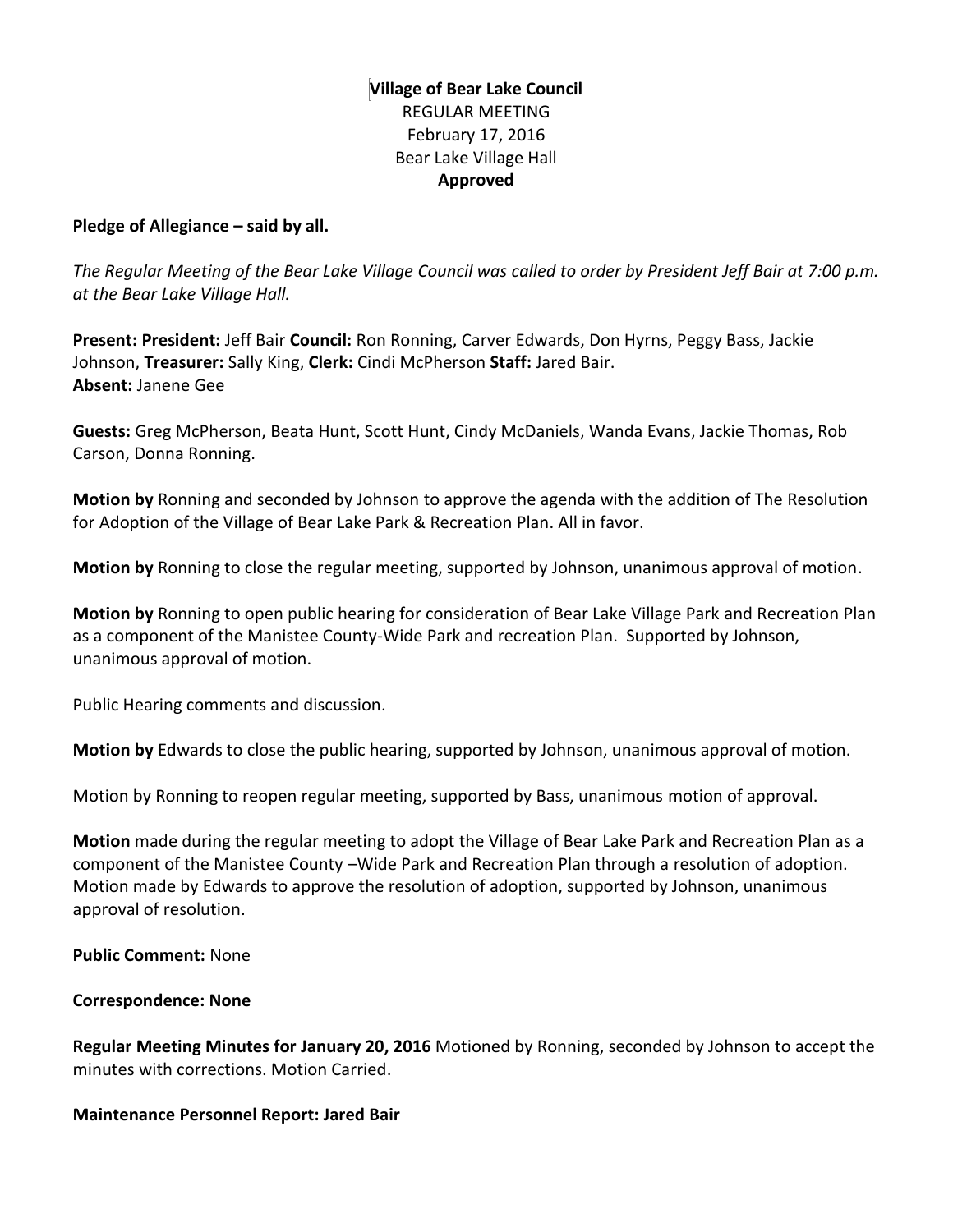**Village of Bear Lake Council**
REGULAR MEETING
February 17, 2016
Bear Lake Village Hall
**Approved**

**Pledge of Allegiance – said by all.**

*The Regular Meeting of the Bear Lake Village Council was called to order by President Jeff Bair at 7:00 p.m. at the Bear Lake Village Hall.*

**Present: President:** Jeff Bair **Council:** Ron Ronning, Carver Edwards, Don Hyrns, Peggy Bass, Jackie Johnson, **Treasurer:** Sally King, **Clerk:** Cindi McPherson **Staff:** Jared Bair.
**Absent:** Janene Gee

**Guests:** Greg McPherson, Beata Hunt, Scott Hunt, Cindy McDaniels, Wanda Evans, Jackie Thomas, Rob Carson, Donna Ronning.

**Motion by** Ronning and seconded by Johnson to approve the agenda with the addition of The Resolution for Adoption of the Village of Bear Lake Park & Recreation Plan. All in favor.

**Motion by** Ronning to close the regular meeting, supported by Johnson, unanimous approval of motion.

**Motion by** Ronning to open public hearing for consideration of Bear Lake Village Park and Recreation Plan as a component of the Manistee County-Wide Park and recreation Plan. Supported by Johnson, unanimous approval of motion.

Public Hearing comments and discussion.

**Motion by** Edwards to close the public hearing, supported by Johnson, unanimous approval of motion.

Motion by Ronning to reopen regular meeting, supported by Bass, unanimous motion of approval.

**Motion** made during the regular meeting to adopt the Village of Bear Lake Park and Recreation Plan as a component of the Manistee County –Wide Park and Recreation Plan through a resolution of adoption. Motion made by Edwards to approve the resolution of adoption, supported by Johnson, unanimous approval of resolution.

**Public Comment:** None

**Correspondence: None**

**Regular Meeting Minutes for January 20, 2016** Motioned by Ronning, seconded by Johnson to accept the minutes with corrections. Motion Carried.

**Maintenance Personnel Report: Jared Bair**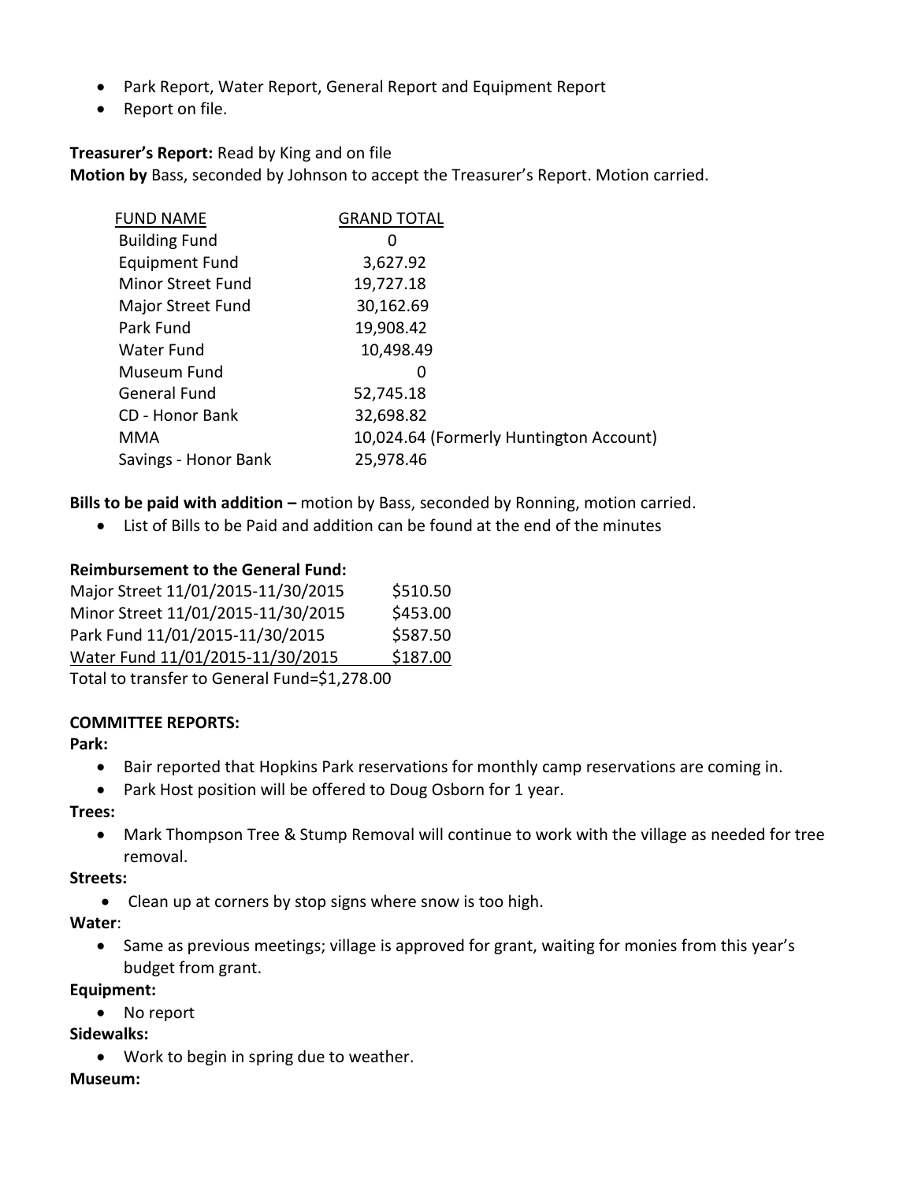- Park Report, Water Report, General Report and Equipment Report
- Report on file.

**Treasurer's Report:** Read by King and on file
**Motion by** Bass, seconded by Johnson to accept the Treasurer's Report. Motion carried.

| FUND NAME | GRAND TOTAL |
|---|---|
| Building Fund | 0 |
| Equipment Fund | 3,627.92 |
| Minor Street Fund | 19,727.18 |
| Major Street Fund | 30,162.69 |
| Park Fund | 19,908.42 |
| Water Fund | 10,498.49 |
| Museum Fund | 0 |
| General Fund | 52,745.18 |
| CD - Honor Bank | 32,698.82 |
| MMA | 10,024.64 (Formerly Huntington Account) |
| Savings - Honor Bank | 25,978.46 |

**Bills to be paid with addition –** motion by Bass, seconded by Ronning, motion carried.

- List of Bills to be Paid and addition can be found at the end of the minutes

**Reimbursement to the General Fund:**

| | |
|---|---|
| Major Street 11/01/2015-11/30/2015 | $510.50 |
| Minor Street 11/01/2015-11/30/2015 | $453.00 |
| Park Fund 11/01/2015-11/30/2015 | $587.50 |
| Water Fund 11/01/2015-11/30/2015 | $187.00 |

Total to transfer to General Fund=$1,278.00

**COMMITTEE REPORTS:**

**Park:**

- Bair reported that Hopkins Park reservations for monthly camp reservations are coming in.
- Park Host position will be offered to Doug Osborn for 1 year.

**Trees:**

- Mark Thompson Tree & Stump Removal will continue to work with the village as needed for tree removal.

**Streets:**

- Clean up at corners by stop signs where snow is too high.

**Water**:

- Same as previous meetings; village is approved for grant, waiting for monies from this year's budget from grant.

**Equipment:**

- No report

**Sidewalks:**

- Work to begin in spring due to weather.

**Museum:**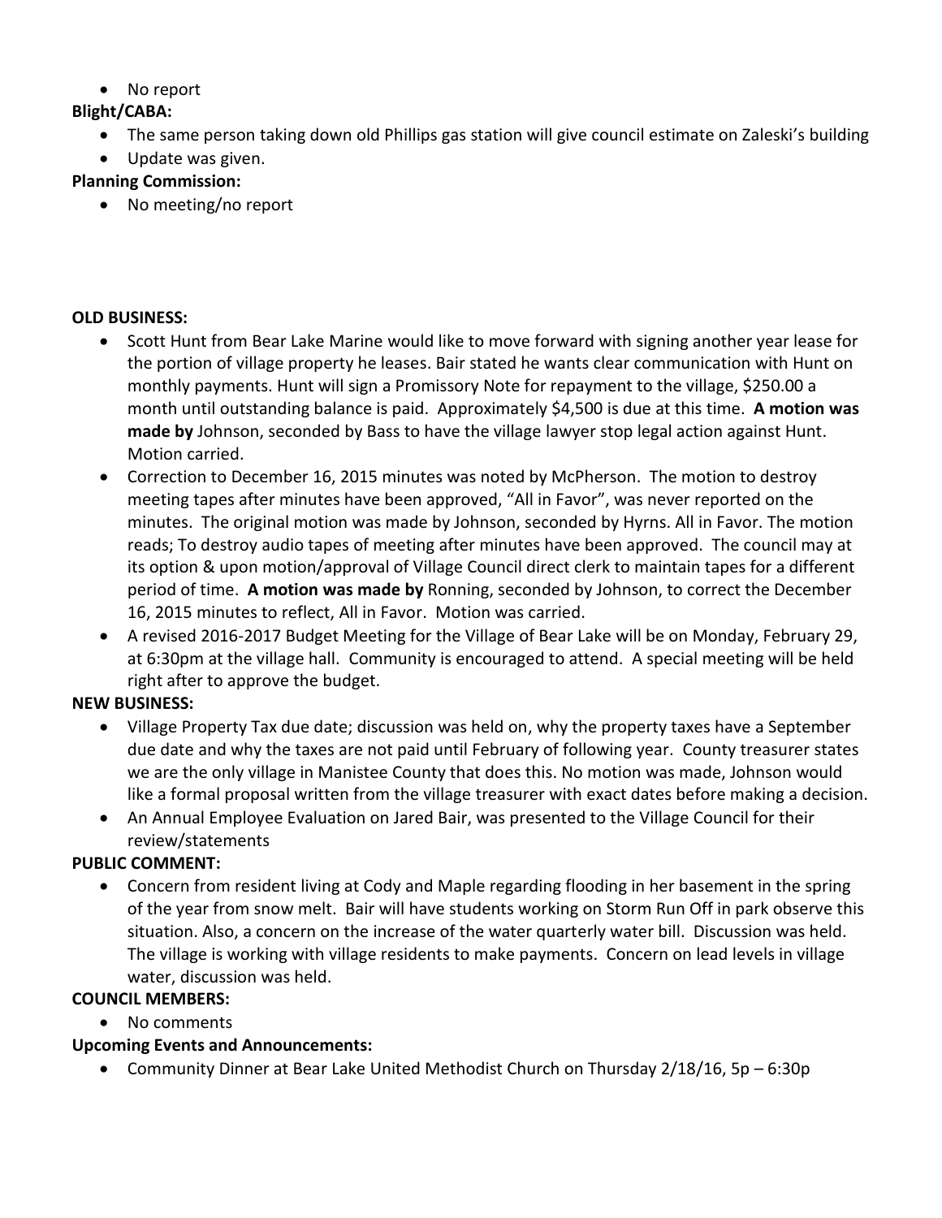- No report

**Blight/CABA:**

- The same person taking down old Phillips gas station will give council estimate on Zaleski's building
- Update was given.

**Planning Commission:**

- No meeting/no report

**OLD BUSINESS:**

- Scott Hunt from Bear Lake Marine would like to move forward with signing another year lease for the portion of village property he leases. Bair stated he wants clear communication with Hunt on monthly payments. Hunt will sign a Promissory Note for repayment to the village, $250.00 a month until outstanding balance is paid. Approximately $4,500 is due at this time. **A motion was made by** Johnson, seconded by Bass to have the village lawyer stop legal action against Hunt. Motion carried.
- Correction to December 16, 2015 minutes was noted by McPherson. The motion to destroy meeting tapes after minutes have been approved, "All in Favor", was never reported on the minutes. The original motion was made by Johnson, seconded by Hyrns. All in Favor. The motion reads; To destroy audio tapes of meeting after minutes have been approved. The council may at its option & upon motion/approval of Village Council direct clerk to maintain tapes for a different period of time. **A motion was made by** Ronning, seconded by Johnson, to correct the December 16, 2015 minutes to reflect, All in Favor. Motion was carried.
- A revised 2016-2017 Budget Meeting for the Village of Bear Lake will be on Monday, February 29, at 6:30pm at the village hall. Community is encouraged to attend. A special meeting will be held right after to approve the budget.

**NEW BUSINESS:**

- Village Property Tax due date; discussion was held on, why the property taxes have a September due date and why the taxes are not paid until February of following year. County treasurer states we are the only village in Manistee County that does this. No motion was made, Johnson would like a formal proposal written from the village treasurer with exact dates before making a decision.
- An Annual Employee Evaluation on Jared Bair, was presented to the Village Council for their review/statements

**PUBLIC COMMENT:**

- Concern from resident living at Cody and Maple regarding flooding in her basement in the spring of the year from snow melt. Bair will have students working on Storm Run Off in park observe this situation. Also, a concern on the increase of the water quarterly water bill. Discussion was held. The village is working with village residents to make payments. Concern on lead levels in village water, discussion was held.

**COUNCIL MEMBERS:**

- No comments

**Upcoming Events and Announcements:**

- Community Dinner at Bear Lake United Methodist Church on Thursday 2/18/16, 5p – 6:30p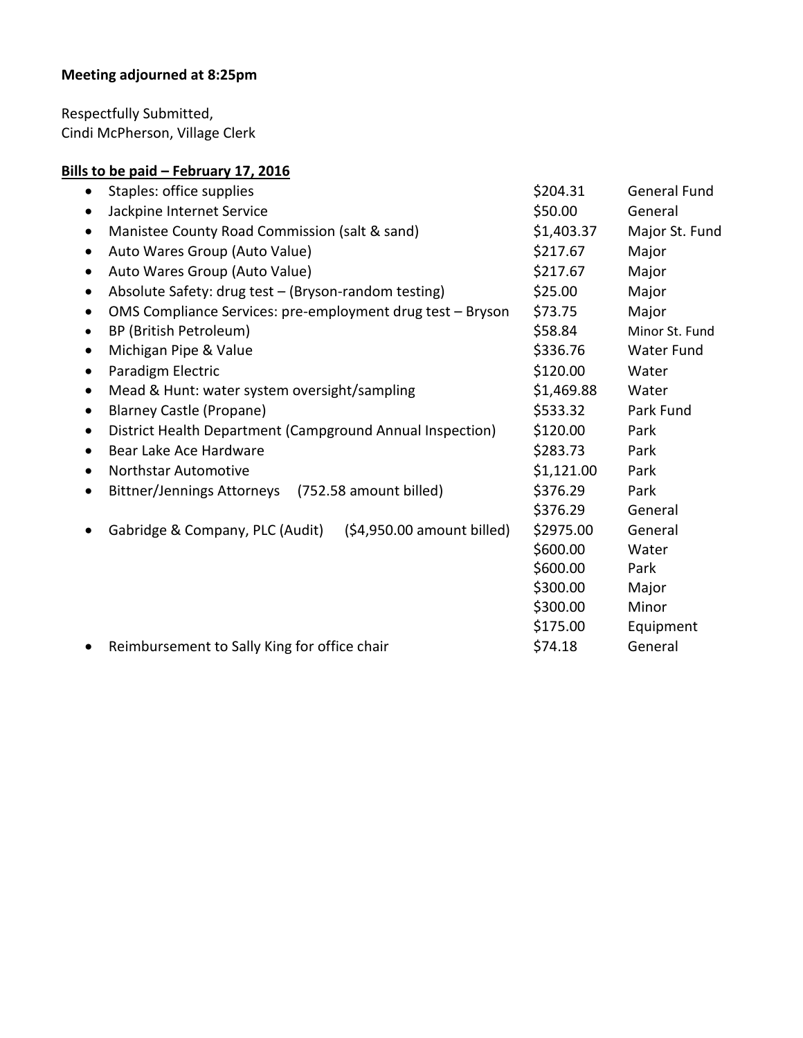**Meeting adjourned at 8:25pm**

Respectfully Submitted,
Cindi McPherson, Village Clerk

**Bills to be paid – February 17, 2016**

| | | |
|---|---|---|
| • Staples: office supplies | $204.31 | General Fund |
| • Jackpine Internet Service | $50.00 | General |
| • Manistee County Road Commission (salt & sand) | $1,403.37 | Major St. Fund |
| • Auto Wares Group (Auto Value) | $217.67 | Major |
| • Auto Wares Group (Auto Value) | $217.67 | Major |
| • Absolute Safety: drug test – (Bryson-random testing) | $25.00 | Major |
| • OMS Compliance Services: pre-employment drug test – Bryson | $73.75 | Major |
| • BP (British Petroleum) | $58.84 | Minor St. Fund |
| • Michigan Pipe & Value | $336.76 | Water Fund |
| • Paradigm Electric | $120.00 | Water |
| • Mead & Hunt: water system oversight/sampling | $1,469.88 | Water |
| • Blarney Castle (Propane) | $533.32 | Park Fund |
| • District Health Department (Campground Annual Inspection) | $120.00 | Park |
| • Bear Lake Ace Hardware | $283.73 | Park |
| • Northstar Automotive | $1,121.00 | Park |
| • Bittner/Jennings Attorneys (752.58 amount billed) | $376.29 | Park |
| | $376.29 | General |
| • Gabridge & Company, PLC (Audit) ($4,950.00 amount billed) | $2975.00 | General |
| | $600.00 | Water |
| | $600.00 | Park |
| | $300.00 | Major |
| | $300.00 | Minor |
| | $175.00 | Equipment |
| • Reimbursement to Sally King for office chair | $74.18 | General |